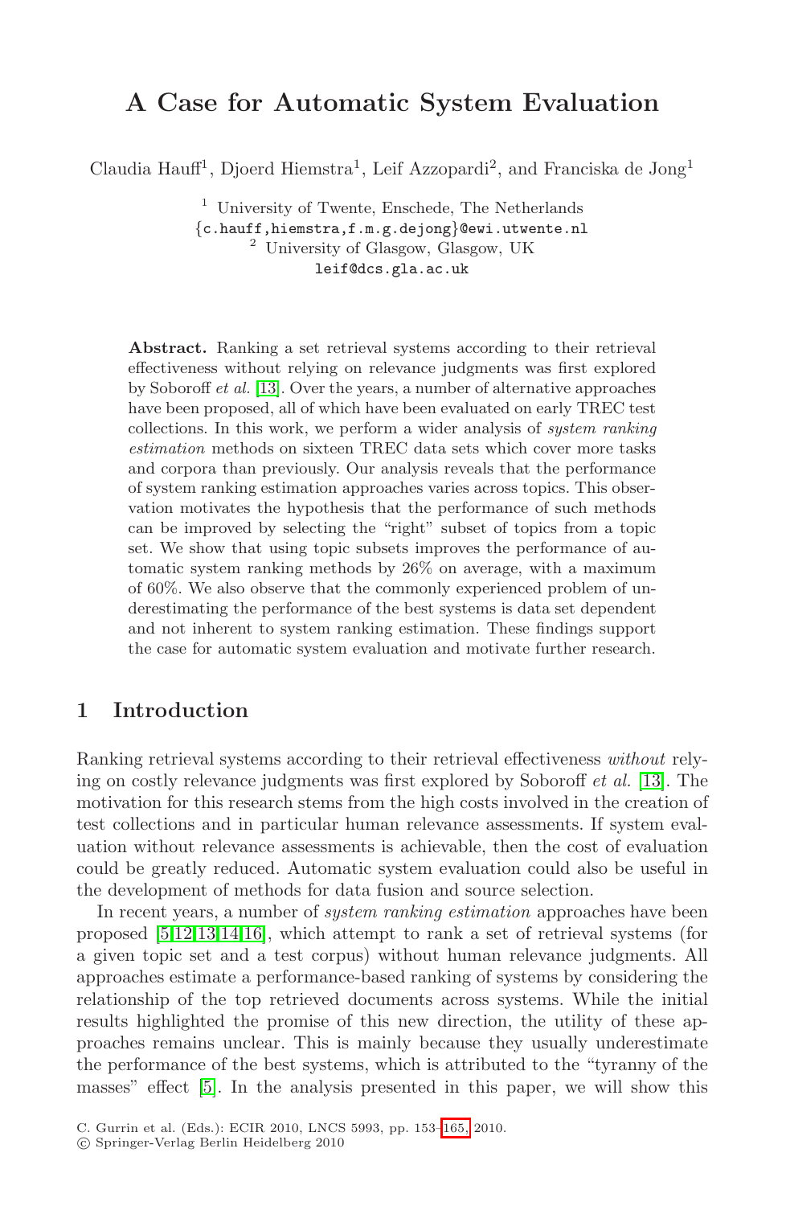# A Case for Automatic System Evaluation

Claudia Hauff[1], Djoerd Hiemstra[1], Leif Azzopardi[2], and Franciska de Jong[1]

[1] University of Twente, Enschede, The Netherlands
{c.hauff,hiemstra,f.m.g.dejong}@ewi.utwente.nl
[2] University of Glasgow, Glasgow, UK
leif@dcs.gla.ac.uk

**Abstract.** Ranking a set retrieval systems according to their retrieval effectiveness without relying on relevance judgments was first explored by Soboroff *et al.* [13]. Over the years, a number of alternative approaches have been proposed, all of which have been evaluated on early TREC test collections. In this work, we perform a wider analysis of *system ranking estimation* methods on sixteen TREC data sets which cover more tasks and corpora than previously. Our analysis reveals that the performance of system ranking estimation approaches varies across topics. This observation motivates the hypothesis that the performance of such methods can be improved by selecting the "right" subset of topics from a topic set. We show that using topic subsets improves the performance of automatic system ranking methods by 26% on average, with a maximum of 60%. We also observe that the commonly experienced problem of underestimating the performance of the best systems is data set dependent and not inherent to system ranking estimation. These findings support the case for automatic system evaluation and motivate further research.

## 1 Introduction

Ranking retrieval systems according to their retrieval effectiveness *without* relying on costly relevance judgments was first explored by Soboroff *et al.* [13]. The motivation for this research stems from the high costs involved in the creation of test collections and in particular human relevance assessments. If system evaluation without relevance assessments is achievable, then the cost of evaluation could be greatly reduced. Automatic system evaluation could also be useful in the development of methods for data fusion and source selection.

In recent years, a number of *system ranking estimation* approaches have been proposed [5,12,13,14,16], which attempt to rank a set of retrieval systems (for a given topic set and a test corpus) without human relevance judgments. All approaches estimate a performance-based ranking of systems by considering the relationship of the top retrieved documents across systems. While the initial results highlighted the promise of this new direction, the utility of these approaches remains unclear. This is mainly because they usually underestimate the performance of the best systems, which is attributed to the "tyranny of the masses" effect [5]. In the analysis presented in this paper, we will show this

C. Gurrin et al. (Eds.): ECIR 2010, LNCS 5993, pp. 153–165, 2010.
© Springer-Verlag Berlin Heidelberg 2010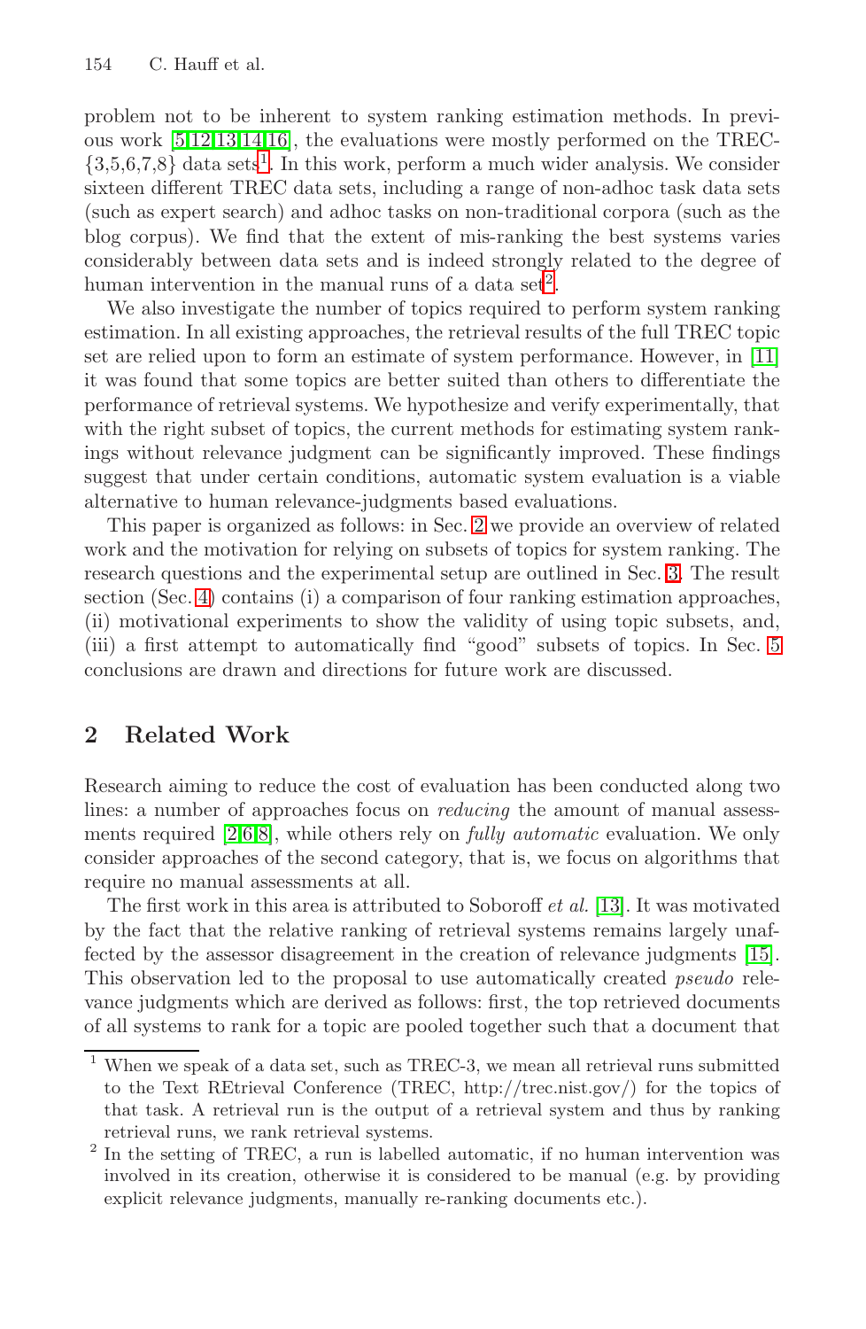problem not to be inherent to system ranking estimation methods. In previous work [5,12,13,14,16], the evaluations were mostly performed on the TREC-{3,5,6,7,8} data sets[1]. In this work, perform a much wider analysis. We consider sixteen different TREC data sets, including a range of non-adhoc task data sets (such as expert search) and adhoc tasks on non-traditional corpora (such as the blog corpus). We find that the extent of mis-ranking the best systems varies considerably between data sets and is indeed strongly related to the degree of human intervention in the manual runs of a data set[2].

We also investigate the number of topics required to perform system ranking estimation. In all existing approaches, the retrieval results of the full TREC topic set are relied upon to form an estimate of system performance. However, in [11] it was found that some topics are better suited than others to differentiate the performance of retrieval systems. We hypothesize and verify experimentally, that with the right subset of topics, the current methods for estimating system rankings without relevance judgment can be significantly improved. These findings suggest that under certain conditions, automatic system evaluation is a viable alternative to human relevance-judgments based evaluations.

This paper is organized as follows: in Sec. 2 we provide an overview of related work and the motivation for relying on subsets of topics for system ranking. The research questions and the experimental setup are outlined in Sec. 3. The result section (Sec. 4) contains (i) a comparison of four ranking estimation approaches, (ii) motivational experiments to show the validity of using topic subsets, and, (iii) a first attempt to automatically find "good" subsets of topics. In Sec. 5 conclusions are drawn and directions for future work are discussed.

## 2 Related Work

Research aiming to reduce the cost of evaluation has been conducted along two lines: a number of approaches focus on *reducing* the amount of manual assessments required [2,6,8], while others rely on *fully automatic* evaluation. We only consider approaches of the second category, that is, we focus on algorithms that require no manual assessments at all.

The first work in this area is attributed to Soboroff *et al.* [13]. It was motivated by the fact that the relative ranking of retrieval systems remains largely unaffected by the assessor disagreement in the creation of relevance judgments [15]. This observation led to the proposal to use automatically created *pseudo* relevance judgments which are derived as follows: first, the top retrieved documents of all systems to rank for a topic are pooled together such that a document that

---

[1] When we speak of a data set, such as TREC-3, we mean all retrieval runs submitted to the Text REtrieval Conference (TREC, http://trec.nist.gov/) for the topics of that task. A retrieval run is the output of a retrieval system and thus by ranking retrieval runs, we rank retrieval systems.

[2] In the setting of TREC, a run is labelled automatic, if no human intervention was involved in its creation, otherwise it is considered to be manual (e.g. by providing explicit relevance judgments, manually re-ranking documents etc.).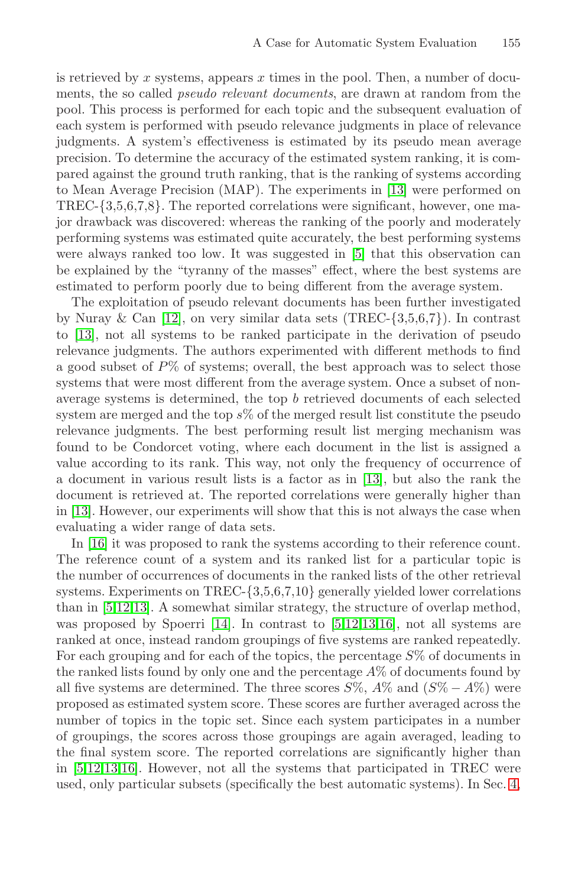is retrieved by $x$ systems, appears $x$ times in the pool. Then, a number of documents, the so called *pseudo relevant documents*, are drawn at random from the pool. This process is performed for each topic and the subsequent evaluation of each system is performed with pseudo relevance judgments in place of relevance judgments. A system's effectiveness is estimated by its pseudo mean average precision. To determine the accuracy of the estimated system ranking, it is compared against the ground truth ranking, that is the ranking of systems according to Mean Average Precision (MAP). The experiments in [13] were performed on TREC-{3,5,6,7,8}. The reported correlations were significant, however, one major drawback was discovered: whereas the ranking of the poorly and moderately performing systems was estimated quite accurately, the best performing systems were always ranked too low. It was suggested in [5] that this observation can be explained by the "tyranny of the masses" effect, where the best systems are estimated to perform poorly due to being different from the average system.

The exploitation of pseudo relevant documents has been further investigated by Nuray & Can [12], on very similar data sets (TREC-{3,5,6,7}). In contrast to [13], not all systems to be ranked participate in the derivation of pseudo relevance judgments. The authors experimented with different methods to find a good subset of $P\%$ of systems; overall, the best approach was to select those systems that were most different from the average system. Once a subset of non-average systems is determined, the top $b$ retrieved documents of each selected system are merged and the top $s\%$ of the merged result list constitute the pseudo relevance judgments. The best performing result list merging mechanism was found to be Condorcet voting, where each document in the list is assigned a value according to its rank. This way, not only the frequency of occurrence of a document in various result lists is a factor as in [13], but also the rank the document is retrieved at. The reported correlations were generally higher than in [13]. However, our experiments will show that this is not always the case when evaluating a wider range of data sets.

In [16] it was proposed to rank the systems according to their reference count. The reference count of a system and its ranked list for a particular topic is the number of occurrences of documents in the ranked lists of the other retrieval systems. Experiments on TREC-{3,5,6,7,10} generally yielded lower correlations than in [5,12,13]. A somewhat similar strategy, the structure of overlap method, was proposed by Spoerri [14]. In contrast to [5,12,13,16], not all systems are ranked at once, instead random groupings of five systems are ranked repeatedly. For each grouping and for each of the topics, the percentage $S\%$ of documents in the ranked lists found by only one and the percentage $A\%$ of documents found by all five systems are determined. The three scores $S\%$, $A\%$ and $(S\% - A\%)$ were proposed as estimated system score. These scores are further averaged across the number of topics in the topic set. Since each system participates in a number of groupings, the scores across those groupings are again averaged, leading to the final system score. The reported correlations are significantly higher than in [5,12,13,16]. However, not all the systems that participated in TREC were used, only particular subsets (specifically the best automatic systems). In Sec. 4,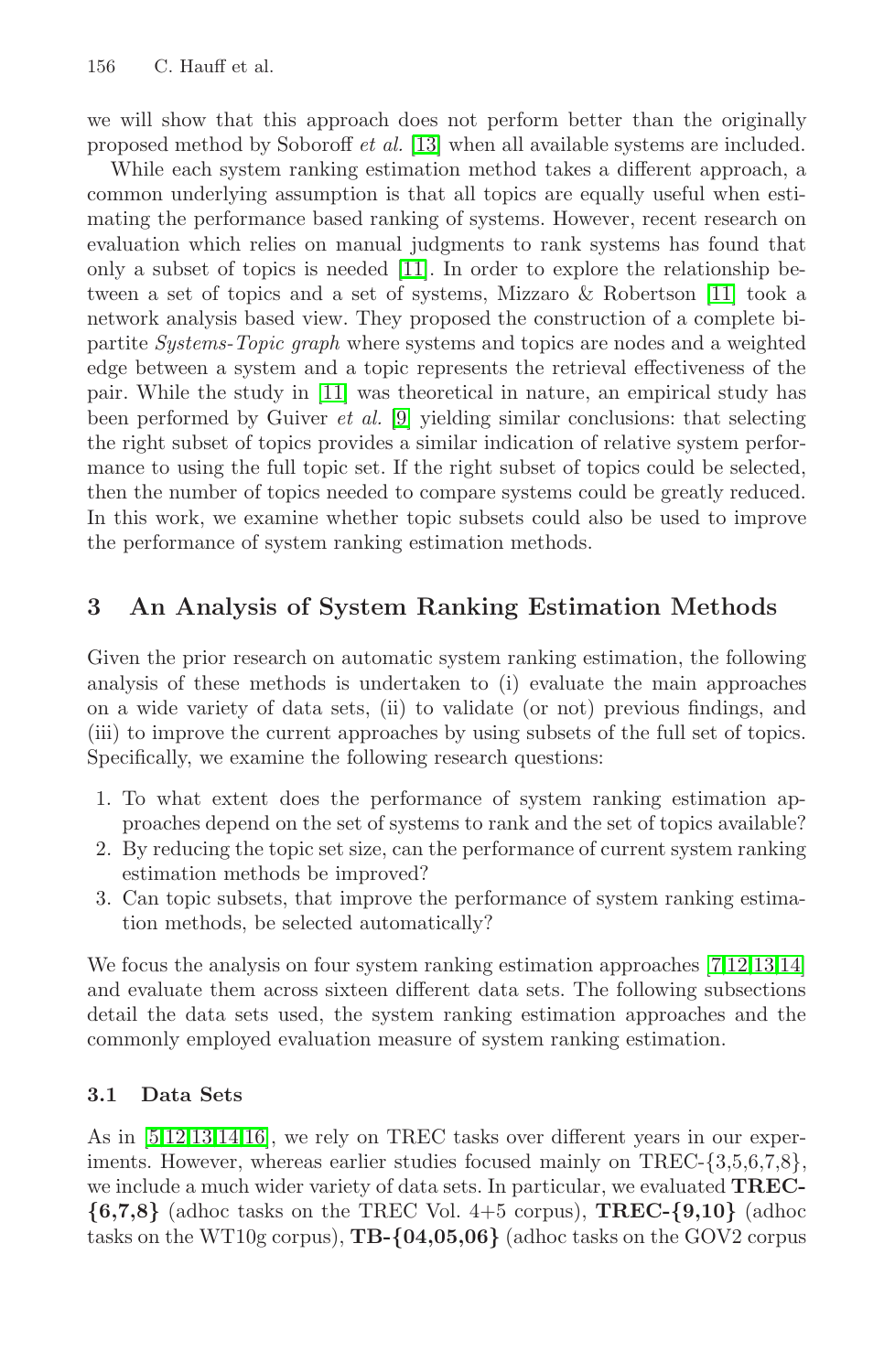we will show that this approach does not perform better than the originally proposed method by Soboroff *et al.* [13] when all available systems are included.

While each system ranking estimation method takes a different approach, a common underlying assumption is that all topics are equally useful when estimating the performance based ranking of systems. However, recent research on evaluation which relies on manual judgments to rank systems has found that only a subset of topics is needed [11]. In order to explore the relationship between a set of topics and a set of systems, Mizzaro & Robertson [11] took a network analysis based view. They proposed the construction of a complete bipartite *Systems-Topic graph* where systems and topics are nodes and a weighted edge between a system and a topic represents the retrieval effectiveness of the pair. While the study in [11] was theoretical in nature, an empirical study has been performed by Guiver *et al.* [9] yielding similar conclusions: that selecting the right subset of topics provides a similar indication of relative system performance to using the full topic set. If the right subset of topics could be selected, then the number of topics needed to compare systems could be greatly reduced. In this work, we examine whether topic subsets could also be used to improve the performance of system ranking estimation methods.

## 3 An Analysis of System Ranking Estimation Methods

Given the prior research on automatic system ranking estimation, the following analysis of these methods is undertaken to (i) evaluate the main approaches on a wide variety of data sets, (ii) to validate (or not) previous findings, and (iii) to improve the current approaches by using subsets of the full set of topics. Specifically, we examine the following research questions:

1. To what extent does the performance of system ranking estimation approaches depend on the set of systems to rank and the set of topics available?
2. By reducing the topic set size, can the performance of current system ranking estimation methods be improved?
3. Can topic subsets, that improve the performance of system ranking estimation methods, be selected automatically?

We focus the analysis on four system ranking estimation approaches [7,12,13,14] and evaluate them across sixteen different data sets. The following subsections detail the data sets used, the system ranking estimation approaches and the commonly employed evaluation measure of system ranking estimation.

### 3.1 Data Sets

As in [5,12,13,14,16], we rely on TREC tasks over different years in our experiments. However, whereas earlier studies focused mainly on TREC-{3,5,6,7,8}, we include a much wider variety of data sets. In particular, we evaluated **TREC-{6,7,8}** (adhoc tasks on the TREC Vol. 4+5 corpus), **TREC-{9,10}** (adhoc tasks on the WT10g corpus), **TB-{04,05,06}** (adhoc tasks on the GOV2 corpus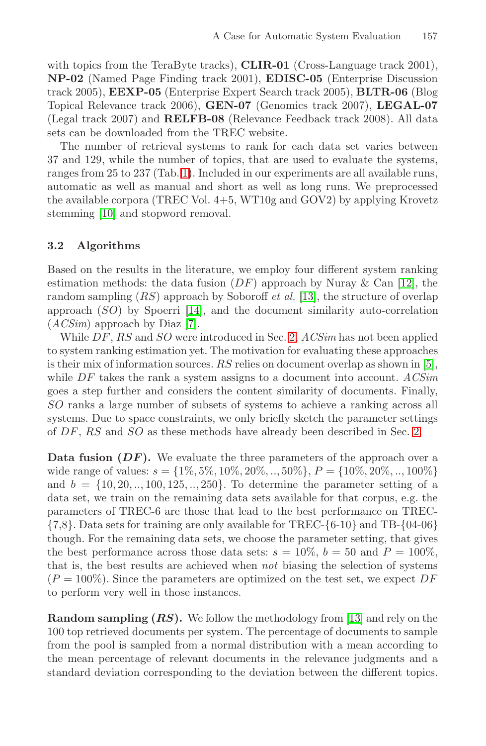with topics from the TeraByte tracks), **CLIR-01** (Cross-Language track 2001), **NP-02** (Named Page Finding track 2001), **EDISC-05** (Enterprise Discussion track 2005), **EEXP-05** (Enterprise Expert Search track 2005), **BLTR-06** (Blog Topical Relevance track 2006), **GEN-07** (Genomics track 2007), **LEGAL-07** (Legal track 2007) and **RELFB-08** (Relevance Feedback track 2008). All data sets can be downloaded from the TREC website.

The number of retrieval systems to rank for each data set varies between 37 and 129, while the number of topics, that are used to evaluate the systems, ranges from 25 to 237 (Tab. 1). Included in our experiments are all available runs, automatic as well as manual and short as well as long runs. We preprocessed the available corpora (TREC Vol. 4+5, WT10g and GOV2) by applying Krovetz stemming [10] and stopword removal.

### 3.2 Algorithms

Based on the results in the literature, we employ four different system ranking estimation methods: the data fusion (*DF*) approach by Nuray & Can [12], the random sampling (*RS*) approach by Soboroff *et al.* [13], the structure of overlap approach (*SO*) by Spoerri [14], and the document similarity auto-correlation (*ACSim*) approach by Diaz [7].

While *DF*, *RS* and *SO* were introduced in Sec. 2, *ACSim* has not been applied to system ranking estimation yet. The motivation for evaluating these approaches is their mix of information sources. *RS* relies on document overlap as shown in [5], while *DF* takes the rank a system assigns to a document into account. *ACSim* goes a step further and considers the content similarity of documents. Finally, *SO* ranks a large number of subsets of systems to achieve a ranking across all systems. Due to space constraints, we only briefly sketch the parameter settings of *DF*, *RS* and *SO* as these methods have already been described in Sec. 2.

**Data fusion (*DF*).** We evaluate the three parameters of the approach over a wide range of values: $s = \{1\%, 5\%, 10\%, 20\%, .., 50\%\}$, $P = \{10\%, 20\%, .., 100\%\}$ and $b = \{10, 20, .., 100, 125, .., 250\}$. To determine the parameter setting of a data set, we train on the remaining data sets available for that corpus, e.g. the parameters of TREC-6 are those that lead to the best performance on TREC-{7,8}. Data sets for training are only available for TREC-{6-10} and TB-{04-06} though. For the remaining data sets, we choose the parameter setting, that gives the best performance across those data sets: $s = 10\%$, $b = 50$ and $P = 100\%$, that is, the best results are achieved when *not* biasing the selection of systems ($P = 100\%$). Since the parameters are optimized on the test set, we expect *DF* to perform very well in those instances.

**Random sampling (*RS*).** We follow the methodology from [13] and rely on the 100 top retrieved documents per system. The percentage of documents to sample from the pool is sampled from a normal distribution with a mean according to the mean percentage of relevant documents in the relevance judgments and a standard deviation corresponding to the deviation between the different topics.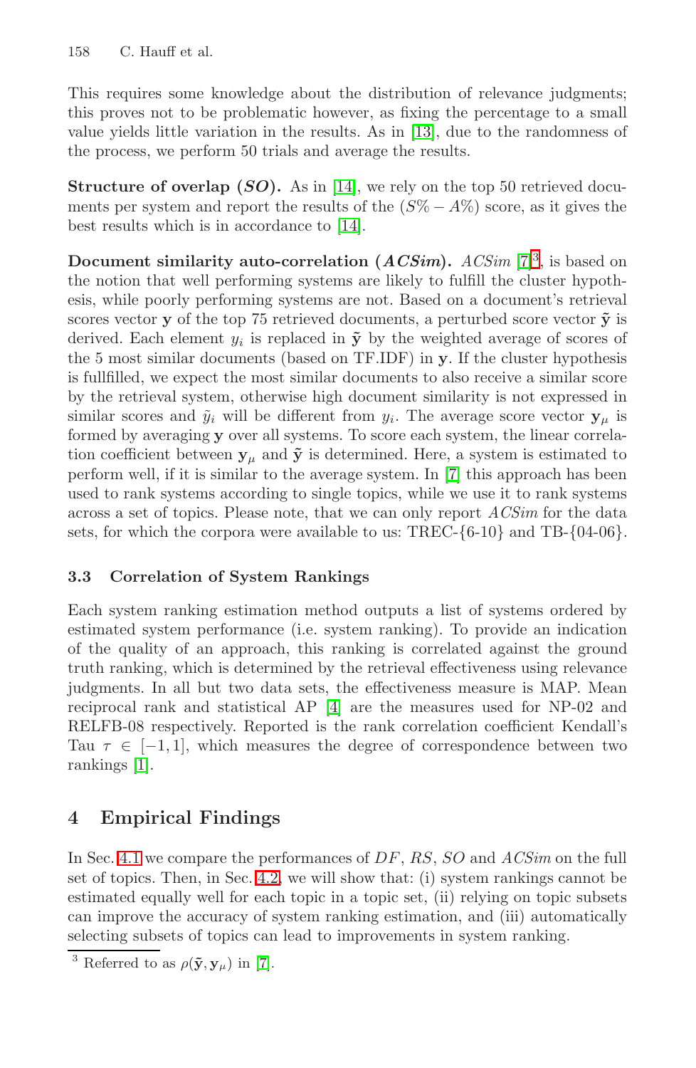This requires some knowledge about the distribution of relevance judgments; this proves not to be problematic however, as fixing the percentage to a small value yields little variation in the results. As in [13], due to the randomness of the process, we perform 50 trials and average the results.

**Structure of overlap (*SO*).** As in [14], we rely on the top 50 retrieved documents per system and report the results of the $(S\% - A\%)$ score, as it gives the best results which is in accordance to [14].

**Document similarity auto-correlation (*ACSim*).** *ACSim* [7][3], is based on the notion that well performing systems are likely to fulfill the cluster hypothesis, while poorly performing systems are not. Based on a document's retrieval scores vector $\mathbf{y}$ of the top 75 retrieved documents, a perturbed score vector $\tilde{\mathbf{y}}$ is derived. Each element $y_i$ is replaced in $\tilde{\mathbf{y}}$ by the weighted average of scores of the 5 most similar documents (based on TF.IDF) in $\mathbf{y}$. If the cluster hypothesis is fullfilled, we expect the most similar documents to also receive a similar score by the retrieval system, otherwise high document similarity is not expressed in similar scores and $\tilde{y}_i$ will be different from $y_i$. The average score vector $\mathbf{y}_\mu$ is formed by averaging $\mathbf{y}$ over all systems. To score each system, the linear correlation coefficient between $\mathbf{y}_\mu$ and $\tilde{\mathbf{y}}$ is determined. Here, a system is estimated to perform well, if it is similar to the average system. In [7] this approach has been used to rank systems according to single topics, while we use it to rank systems across a set of topics. Please note, that we can only report *ACSim* for the data sets, for which the corpora were available to us: TREC-{6-10} and TB-{04-06}.

### 3.3 Correlation of System Rankings

Each system ranking estimation method outputs a list of systems ordered by estimated system performance (i.e. system ranking). To provide an indication of the quality of an approach, this ranking is correlated against the ground truth ranking, which is determined by the retrieval effectiveness using relevance judgments. In all but two data sets, the effectiveness measure is MAP. Mean reciprocal rank and statistical AP [4] are the measures used for NP-02 and RELFB-08 respectively. Reported is the rank correlation coefficient Kendall's Tau $\tau \in [-1, 1]$, which measures the degree of correspondence between two rankings [1].

## 4 Empirical Findings

In Sec. 4.1 we compare the performances of *DF*, *RS*, *SO* and *ACSim* on the full set of topics. Then, in Sec. 4.2, we will show that: (i) system rankings cannot be estimated equally well for each topic in a topic set, (ii) relying on topic subsets can improve the accuracy of system ranking estimation, and (iii) automatically selecting subsets of topics can lead to improvements in system ranking.

[3] Referred to as $\rho(\tilde{\mathbf{y}}, \mathbf{y}_\mu)$ in [7].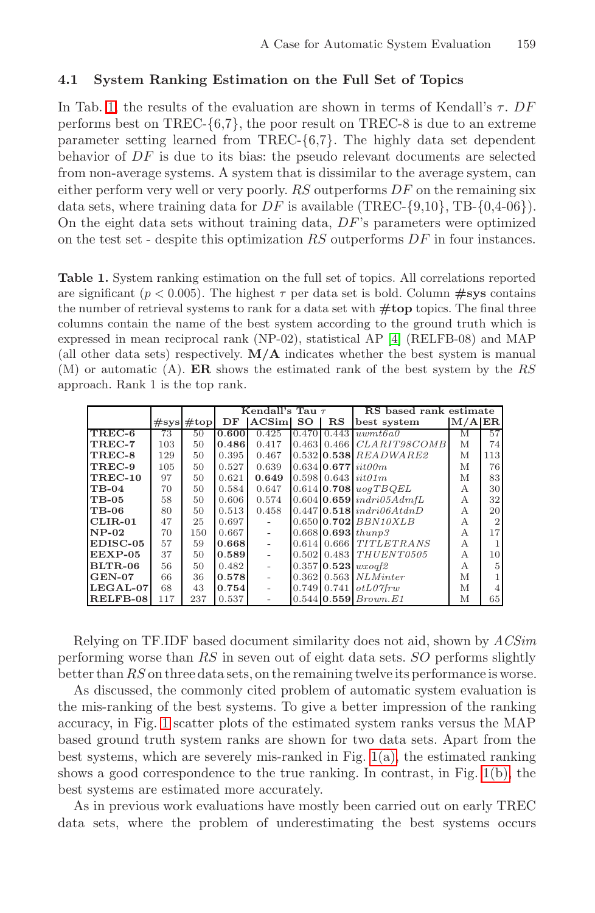### 4.1 System Ranking Estimation on the Full Set of Topics

In Tab. 1, the results of the evaluation are shown in terms of Kendall's $\tau$. *DF* performs best on TREC-{6,7}, the poor result on TREC-8 is due to an extreme parameter setting learned from TREC-{6,7}. The highly data set dependent behavior of *DF* is due to its bias: the pseudo relevant documents are selected from non-average systems. A system that is dissimilar to the average system, can either perform very well or very poorly. *RS* outperforms *DF* on the remaining six data sets, where training data for *DF* is available (TREC-{9,10}, TB-{0,4-06}). On the eight data sets without training data, *DF*'s parameters were optimized on the test set - despite this optimization *RS* outperforms *DF* in four instances.

**Table 1.** System ranking estimation on the full set of topics. All correlations reported are significant ($p < 0.005$). The highest $\tau$ per data set is bold. Column **#sys** contains the number of retrieval systems to rank for a data set with **#top** topics. The final three columns contain the name of the best system according to the ground truth which is expressed in mean reciprocal rank (NP-02), statistical AP [4] (RELFB-08) and MAP (all other data sets) respectively. **M/A** indicates whether the best system is manual (M) or automatic (A). **ER** shows the estimated rank of the best system by the *RS* approach. Rank 1 is the top rank.

| | | | Kendall's Tau $\tau$ | | | | RS based rank estimate | | |
|---|---|---|---|---|---|---|---|---|---|
| | #sys | #top | DF | ACSim | SO | RS | best system | M/A | ER |
| **TREC-6** | 73 | 50 | **0.600** | 0.425 | 0.470 | 0.443 | *uwmt6a0* | M | 57 |
| **TREC-7** | 103 | 50 | **0.486** | 0.417 | 0.463 | 0.466 | *CLARIT98COMB* | M | 74 |
| **TREC-8** | 129 | 50 | 0.395 | 0.467 | 0.532 | **0.538** | *READWARE2* | M | 113 |
| **TREC-9** | 105 | 50 | 0.527 | 0.639 | 0.634 | **0.677** | *iit00m* | M | 76 |
| **TREC-10** | 97 | 50 | 0.621 | **0.649** | 0.598 | 0.643 | *iit01m* | M | 83 |
| **TB-04** | 70 | 50 | 0.584 | 0.647 | 0.614 | **0.708** | *uogTBQEL* | A | 30 |
| **TB-05** | 58 | 50 | 0.606 | 0.574 | 0.604 | **0.659** | *indri05AdmfL* | A | 32 |
| **TB-06** | 80 | 50 | 0.513 | 0.458 | 0.447 | **0.518** | *indri06AtdnD* | A | 20 |
| **CLIR-01** | 47 | 25 | 0.697 | - | 0.650 | **0.702** | *BBN10XLB* | A | 2 |
| **NP-02** | 70 | 150 | 0.667 | - | 0.668 | **0.693** | *thunp3* | A | 17 |
| **EDISC-05** | 57 | 59 | **0.668** | - | 0.614 | 0.666 | *TITLETRANS* | A | 1 |
| **EEXP-05** | 37 | 50 | **0.589** | - | 0.502 | 0.483 | *THUENT0505* | A | 10 |
| **BLTR-06** | 56 | 50 | 0.482 | - | 0.357 | **0.523** | *wxoqf2* | A | 5 |
| **GEN-07** | 66 | 36 | **0.578** | - | 0.362 | 0.563 | *NLMinter* | M | 1 |
| **LEGAL-07** | 68 | 43 | **0.754** | - | 0.749 | 0.741 | *otL07frw* | M | 4 |
| **RELFB-08** | 117 | 237 | 0.537 | - | 0.544 | **0.559** | *Brown.E1* | M | 65 |

Relying on TF.IDF based document similarity does not aid, shown by *ACSim* performing worse than *RS* in seven out of eight data sets. *SO* performs slightly better than *RS* on three data sets, on the remaining twelve its performance is worse.

As discussed, the commonly cited problem of automatic system evaluation is the mis-ranking of the best systems. To give a better impression of the ranking accuracy, in Fig. 1 scatter plots of the estimated system ranks versus the MAP based ground truth system ranks are shown for two data sets. Apart from the best systems, which are severely mis-ranked in Fig. 1(a), the estimated ranking shows a good correspondence to the true ranking. In contrast, in Fig. 1(b), the best systems are estimated more accurately.

As in previous work evaluations have mostly been carried out on early TREC data sets, where the problem of underestimating the best systems occurs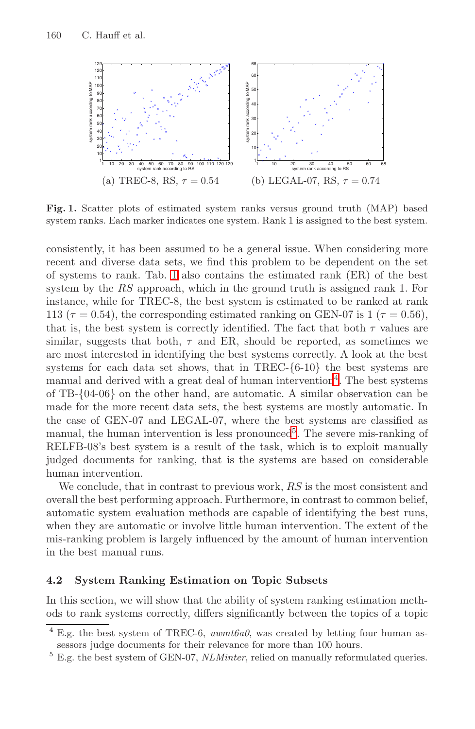(a) TREC-8, RS, $\tau = 0.54$

(b) LEGAL-07, RS, $\tau = 0.74$

**Fig. 1.** Scatter plots of estimated system ranks versus ground truth (MAP) based system ranks. Each marker indicates one system. Rank 1 is assigned to the best system.

consistently, it has been assumed to be a general issue. When considering more recent and diverse data sets, we find this problem to be dependent on the set of systems to rank. Tab. 1 also contains the estimated rank (ER) of the best system by the *RS* approach, which in the ground truth is assigned rank 1. For instance, while for TREC-8, the best system is estimated to be ranked at rank 113 ($\tau = 0.54$), the corresponding estimated ranking on GEN-07 is 1 ($\tau = 0.56$), that is, the best system is correctly identified. The fact that both $\tau$ values are similar, suggests that both, $\tau$ and ER, should be reported, as sometimes we are most interested in identifying the best systems correctly. A look at the best systems for each data set shows, that in TREC-{6-10} the best systems are manual and derived with a great deal of human intervention[4]. The best systems of TB-{04-06} on the other hand, are automatic. A similar observation can be made for the more recent data sets, the best systems are mostly automatic. In the case of GEN-07 and LEGAL-07, where the best systems are classified as manual, the human intervention is less pronounced[5]. The severe mis-ranking of RELFB-08's best system is a result of the task, which is to exploit manually judged documents for ranking, that is the systems are based on considerable human intervention.

We conclude, that in contrast to previous work, *RS* is the most consistent and overall the best performing approach. Furthermore, in contrast to common belief, automatic system evaluation methods are capable of identifying the best runs, when they are automatic or involve little human intervention. The extent of the mis-ranking problem is largely influenced by the amount of human intervention in the best manual runs.

### 4.2 System Ranking Estimation on Topic Subsets

In this section, we will show that the ability of system ranking estimation methods to rank systems correctly, differs significantly between the topics of a topic

[4] E.g. the best system of TREC-6, *uwmt6a0*, was created by letting four human assessors judge documents for their relevance for more than 100 hours.

[5] E.g. the best system of GEN-07, *NLMinter*, relied on manually reformulated queries.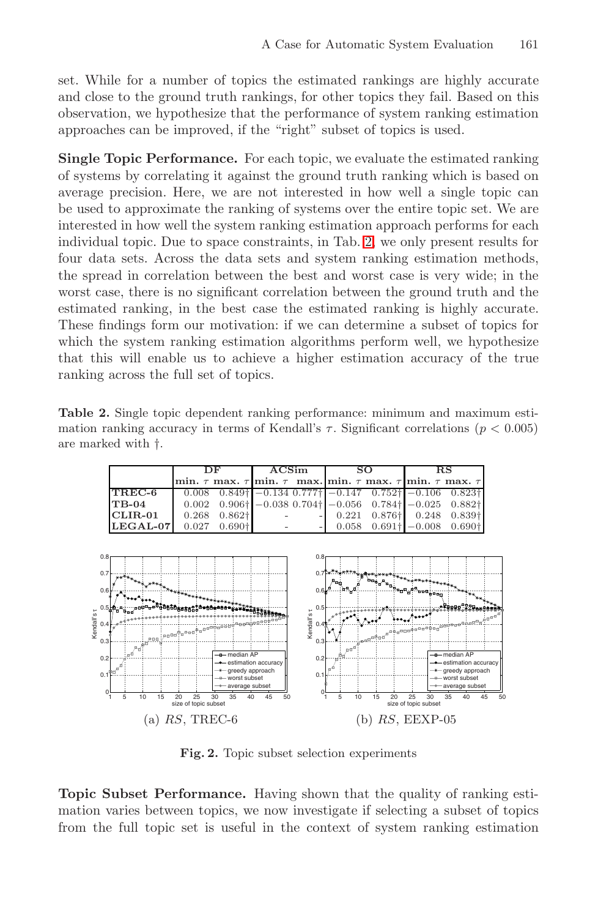set. While for a number of topics the estimated rankings are highly accurate and close to the ground truth rankings, for other topics they fail. Based on this observation, we hypothesize that the performance of system ranking estimation approaches can be improved, if the "right" subset of topics is used.

**Single Topic Performance.** For each topic, we evaluate the estimated ranking of systems by correlating it against the ground truth ranking which is based on average precision. Here, we are not interested in how well a single topic can be used to approximate the ranking of systems over the entire topic set. We are interested in how well the system ranking estimation approach performs for each individual topic. Due to space constraints, in Tab. 2, we only present results for four data sets. Across the data sets and system ranking estimation methods, the spread in correlation between the best and worst case is very wide; in the worst case, there is no significant correlation between the ground truth and the estimated ranking, in the best case the estimated ranking is highly accurate. These findings form our motivation: if we can determine a subset of topics for which the system ranking estimation algorithms perform well, we hypothesize that this will enable us to achieve a higher estimation accuracy of the true ranking across the full set of topics.

**Table 2.** Single topic dependent ranking performance: minimum and maximum estimation ranking accuracy in terms of Kendall's $\tau$. Significant correlations ($p < 0.005$) are marked with †.

| | DF | | ACSim | | SO | | RS | |
|---|---|---|---|---|---|---|---|---|
| | min. $\tau$ | max. $\tau$ | min. $\tau$ | max. | min. $\tau$ | max. $\tau$ | min. $\tau$ | max. $\tau$ |
| **TREC-6** | 0.008 | 0.849† | −0.134 | 0.777† | −0.147 | 0.752† | −0.106 | 0.823† |
| **TB-04** | 0.002 | 0.906† | −0.038 | 0.704† | −0.056 | 0.784† | −0.025 | 0.882† |
| **CLIR-01** | 0.268 | 0.862† | - | - | 0.221 | 0.876† | 0.248 | 0.839† |
| **LEGAL-07** | 0.027 | 0.690† | - | - | 0.058 | 0.691† | −0.008 | 0.690† |

(a) *RS*, TREC-6 (b) *RS*, EEXP-05

**Fig. 2.** Topic subset selection experiments

**Topic Subset Performance.** Having shown that the quality of ranking estimation varies between topics, we now investigate if selecting a subset of topics from the full topic set is useful in the context of system ranking estimation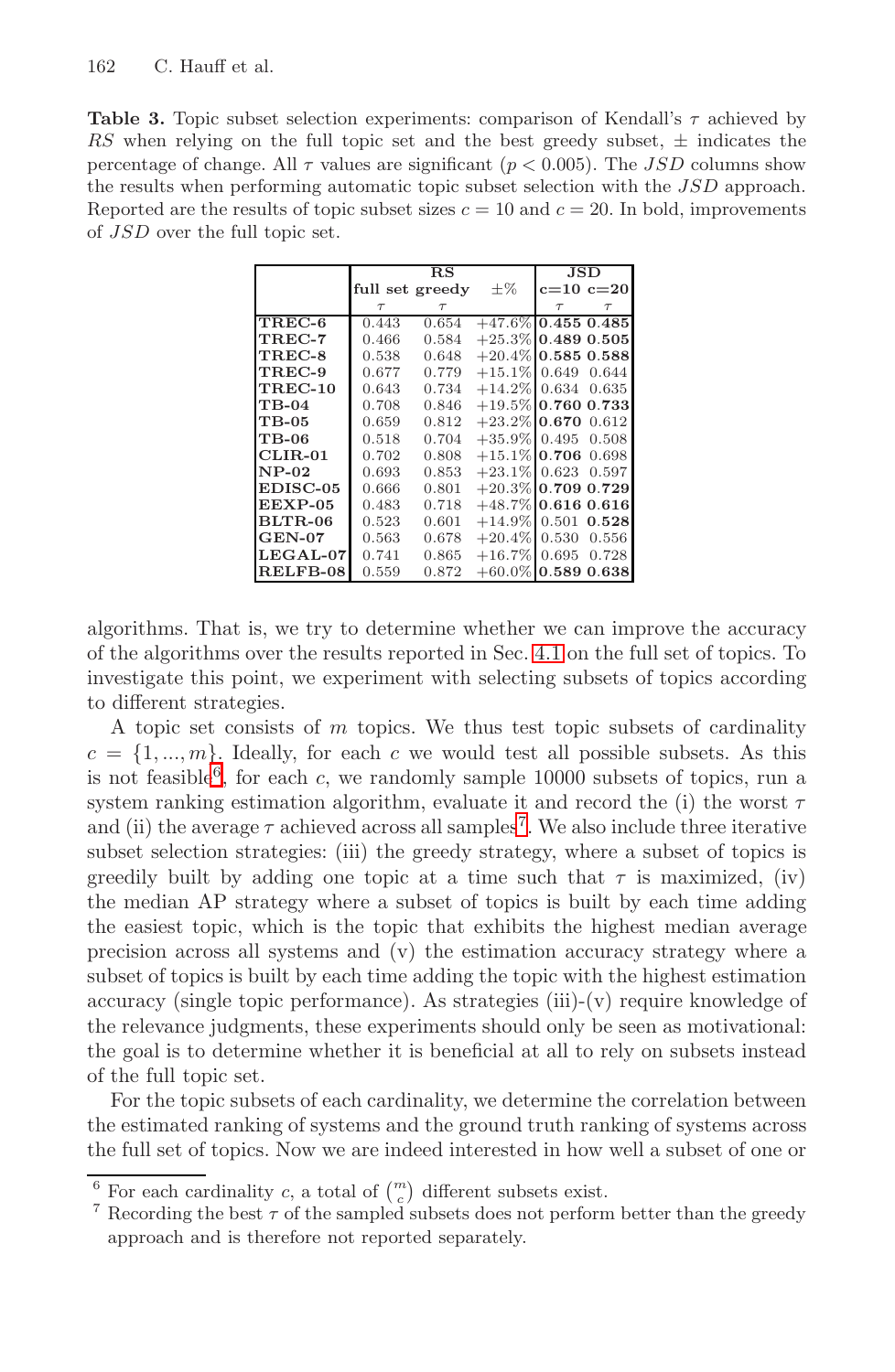**Table 3.** Topic subset selection experiments: comparison of Kendall's $\tau$ achieved by *RS* when relying on the full topic set and the best greedy subset, $\pm$ indicates the percentage of change. All $\tau$ values are significant ($p < 0.005$). The *JSD* columns show the results when performing automatic topic subset selection with the *JSD* approach. Reported are the results of topic subset sizes $c = 10$ and $c = 20$. In bold, improvements of *JSD* over the full topic set.

| | **RS** | | | **JSD** | |
|---|---|---|---|---|---|
| | **full set** | **greedy** | $\pm$% | **c=10** | **c=20** |
| | $\tau$ | $\tau$ | | $\tau$ | $\tau$ |
| **TREC-6** | 0.443 | 0.654 | +47.6% | **0.455** | **0.485** |
| **TREC-7** | 0.466 | 0.584 | +25.3% | **0.489** | **0.505** |
| **TREC-8** | 0.538 | 0.648 | +20.4% | **0.585** | **0.588** |
| **TREC-9** | 0.677 | 0.779 | +15.1% | 0.649 | 0.644 |
| **TREC-10** | 0.643 | 0.734 | +14.2% | 0.634 | 0.635 |
| **TB-04** | 0.708 | 0.846 | +19.5% | **0.760** | **0.733** |
| **TB-05** | 0.659 | 0.812 | +23.2% | **0.670** | 0.612 |
| **TB-06** | 0.518 | 0.704 | +35.9% | 0.495 | 0.508 |
| **CLIR-01** | 0.702 | 0.808 | +15.1% | **0.706** | 0.698 |
| **NP-02** | 0.693 | 0.853 | +23.1% | 0.623 | 0.597 |
| **EDISC-05** | 0.666 | 0.801 | +20.3% | **0.709** | **0.729** |
| **EEXP-05** | 0.483 | 0.718 | +48.7% | **0.616** | **0.616** |
| **BLTR-06** | 0.523 | 0.601 | +14.9% | 0.501 | **0.528** |
| **GEN-07** | 0.563 | 0.678 | +20.4% | 0.530 | 0.556 |
| **LEGAL-07** | 0.741 | 0.865 | +16.7% | 0.695 | 0.728 |
| **RELFB-08** | 0.559 | 0.872 | +60.0% | **0.589** | **0.638** |

algorithms. That is, we try to determine whether we can improve the accuracy of the algorithms over the results reported in Sec. 4.1 on the full set of topics. To investigate this point, we experiment with selecting subsets of topics according to different strategies.

A topic set consists of $m$ topics. We thus test topic subsets of cardinality $c = \{1, ..., m\}$. Ideally, for each $c$ we would test all possible subsets. As this is not feasible[6], for each $c$, we randomly sample 10000 subsets of topics, run a system ranking estimation algorithm, evaluate it and record the (i) the worst $\tau$ and (ii) the average $\tau$ achieved across all samples[7]. We also include three iterative subset selection strategies: (iii) the greedy strategy, where a subset of topics is greedily built by adding one topic at a time such that $\tau$ is maximized, (iv) the median AP strategy where a subset of topics is built by each time adding the easiest topic, which is the topic that exhibits the highest median average precision across all systems and (v) the estimation accuracy strategy where a subset of topics is built by each time adding the topic with the highest estimation accuracy (single topic performance). As strategies (iii)-(v) require knowledge of the relevance judgments, these experiments should only be seen as motivational: the goal is to determine whether it is beneficial at all to rely on subsets instead of the full topic set.

For the topic subsets of each cardinality, we determine the correlation between the estimated ranking of systems and the ground truth ranking of systems across the full set of topics. Now we are indeed interested in how well a subset of one or

[6] For each cardinality $c$, a total of $\binom{m}{c}$ different subsets exist.

[7] Recording the best $\tau$ of the sampled subsets does not perform better than the greedy approach and is therefore not reported separately.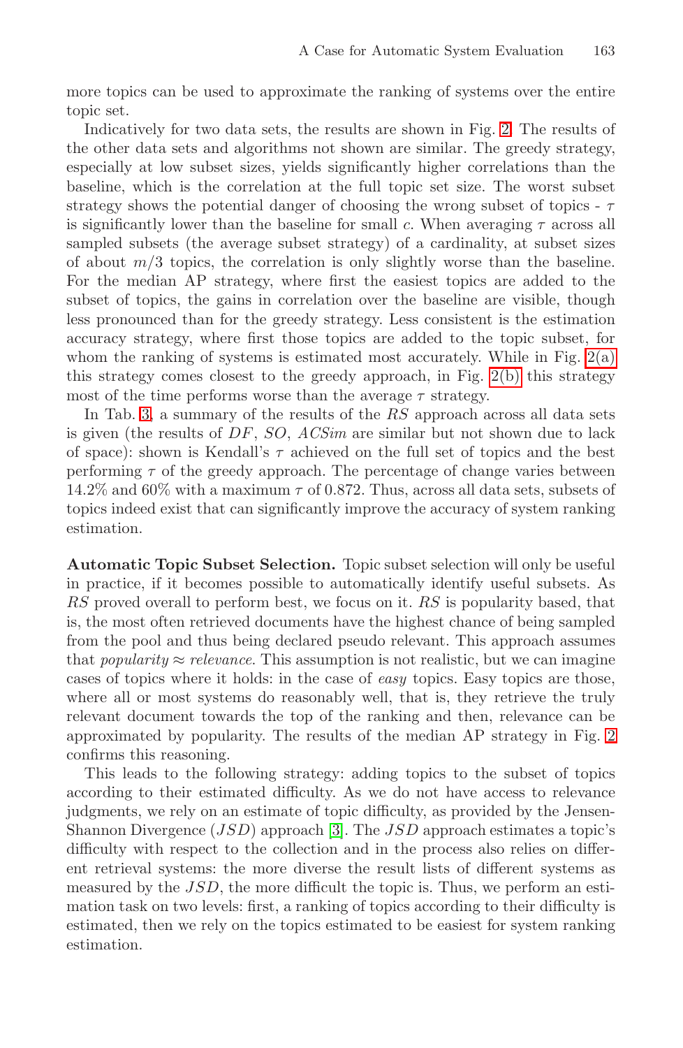more topics can be used to approximate the ranking of systems over the entire topic set.

Indicatively for two data sets, the results are shown in Fig. 2. The results of the other data sets and algorithms not shown are similar. The greedy strategy, especially at low subset sizes, yields significantly higher correlations than the baseline, which is the correlation at the full topic set size. The worst subset strategy shows the potential danger of choosing the wrong subset of topics - $\tau$ is significantly lower than the baseline for small $c$. When averaging $\tau$ across all sampled subsets (the average subset strategy) of a cardinality, at subset sizes of about $m/3$ topics, the correlation is only slightly worse than the baseline. For the median AP strategy, where first the easiest topics are added to the subset of topics, the gains in correlation over the baseline are visible, though less pronounced than for the greedy strategy. Less consistent is the estimation accuracy strategy, where first those topics are added to the topic subset, for whom the ranking of systems is estimated most accurately. While in Fig. 2(a) this strategy comes closest to the greedy approach, in Fig. 2(b) this strategy most of the time performs worse than the average $\tau$ strategy.

In Tab. 3, a summary of the results of the $RS$ approach across all data sets is given (the results of $DF$, $SO$, $ACSim$ are similar but not shown due to lack of space): shown is Kendall's $\tau$ achieved on the full set of topics and the best performing $\tau$ of the greedy approach. The percentage of change varies between 14.2% and 60% with a maximum $\tau$ of 0.872. Thus, across all data sets, subsets of topics indeed exist that can significantly improve the accuracy of system ranking estimation.

**Automatic Topic Subset Selection.** Topic subset selection will only be useful in practice, if it becomes possible to automatically identify useful subsets. As $RS$ proved overall to perform best, we focus on it. $RS$ is popularity based, that is, the most often retrieved documents have the highest chance of being sampled from the pool and thus being declared pseudo relevant. This approach assumes that *popularity* $\approx$ *relevance*. This assumption is not realistic, but we can imagine cases of topics where it holds: in the case of *easy* topics. Easy topics are those, where all or most systems do reasonably well, that is, they retrieve the truly relevant document towards the top of the ranking and then, relevance can be approximated by popularity. The results of the median AP strategy in Fig. 2 confirms this reasoning.

This leads to the following strategy: adding topics to the subset of topics according to their estimated difficulty. As we do not have access to relevance judgments, we rely on an estimate of topic difficulty, as provided by the Jensen-Shannon Divergence ($JSD$) approach [3]. The $JSD$ approach estimates a topic's difficulty with respect to the collection and in the process also relies on different retrieval systems: the more diverse the result lists of different systems as measured by the $JSD$, the more difficult the topic is. Thus, we perform an estimation task on two levels: first, a ranking of topics according to their difficulty is estimated, then we rely on the topics estimated to be easiest for system ranking estimation.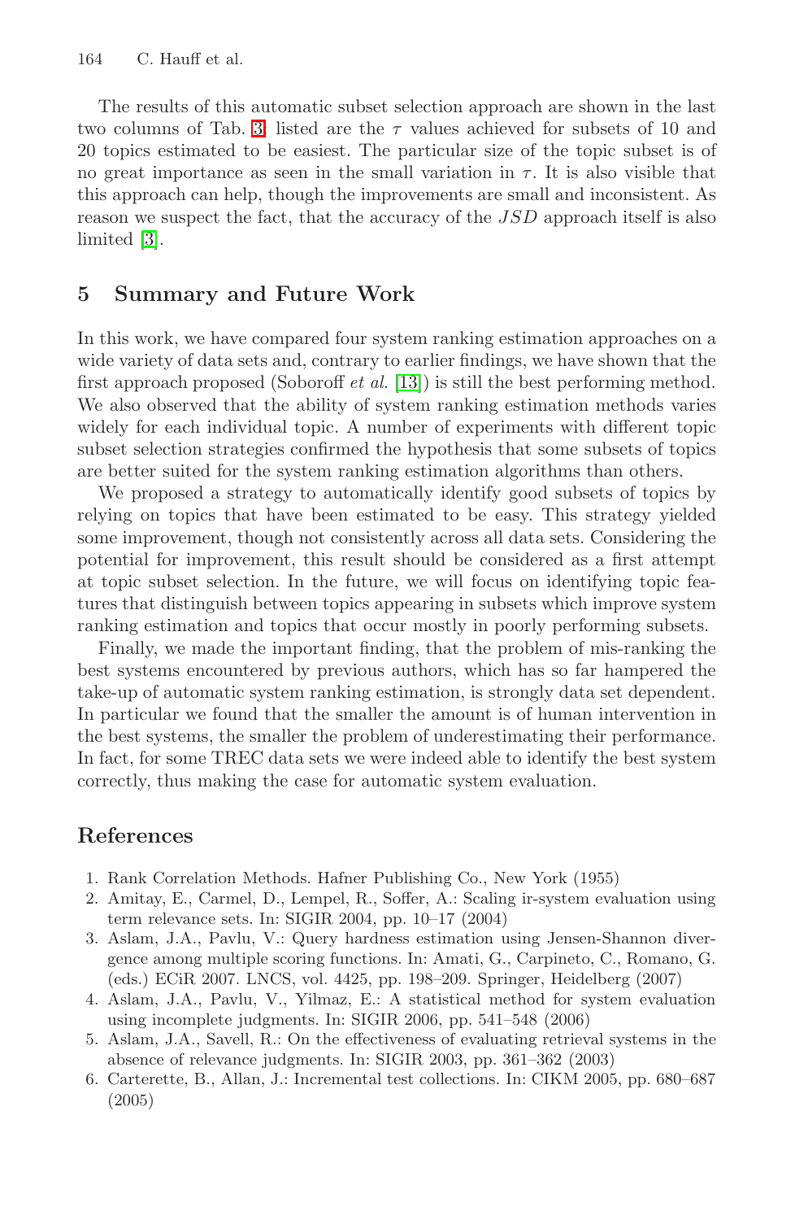The results of this automatic subset selection approach are shown in the last two columns of Tab. 3: listed are the $\tau$ values achieved for subsets of 10 and 20 topics estimated to be easiest. The particular size of the topic subset is of no great importance as seen in the small variation in $\tau$. It is also visible that this approach can help, though the improvements are small and inconsistent. As reason we suspect the fact, that the accuracy of the $JSD$ approach itself is also limited [3].

## 5 Summary and Future Work

In this work, we have compared four system ranking estimation approaches on a wide variety of data sets and, contrary to earlier findings, we have shown that the first approach proposed (Soboroff *et al.* [13]) is still the best performing method. We also observed that the ability of system ranking estimation methods varies widely for each individual topic. A number of experiments with different topic subset selection strategies confirmed the hypothesis that some subsets of topics are better suited for the system ranking estimation algorithms than others.

We proposed a strategy to automatically identify good subsets of topics by relying on topics that have been estimated to be easy. This strategy yielded some improvement, though not consistently across all data sets. Considering the potential for improvement, this result should be considered as a first attempt at topic subset selection. In the future, we will focus on identifying topic features that distinguish between topics appearing in subsets which improve system ranking estimation and topics that occur mostly in poorly performing subsets.

Finally, we made the important finding, that the problem of mis-ranking the best systems encountered by previous authors, which has so far hampered the take-up of automatic system ranking estimation, is strongly data set dependent. In particular we found that the smaller the amount is of human intervention in the best systems, the smaller the problem of underestimating their performance. In fact, for some TREC data sets we were indeed able to identify the best system correctly, thus making the case for automatic system evaluation.

## References

1. Rank Correlation Methods. Hafner Publishing Co., New York (1955)
2. Amitay, E., Carmel, D., Lempel, R., Soffer, A.: Scaling ir-system evaluation using term relevance sets. In: SIGIR 2004, pp. 10–17 (2004)
3. Aslam, J.A., Pavlu, V.: Query hardness estimation using Jensen-Shannon divergence among multiple scoring functions. In: Amati, G., Carpineto, C., Romano, G. (eds.) ECiR 2007. LNCS, vol. 4425, pp. 198–209. Springer, Heidelberg (2007)
4. Aslam, J.A., Pavlu, V., Yilmaz, E.: A statistical method for system evaluation using incomplete judgments. In: SIGIR 2006, pp. 541–548 (2006)
5. Aslam, J.A., Savell, R.: On the effectiveness of evaluating retrieval systems in the absence of relevance judgments. In: SIGIR 2003, pp. 361–362 (2003)
6. Carterette, B., Allan, J.: Incremental test collections. In: CIKM 2005, pp. 680–687 (2005)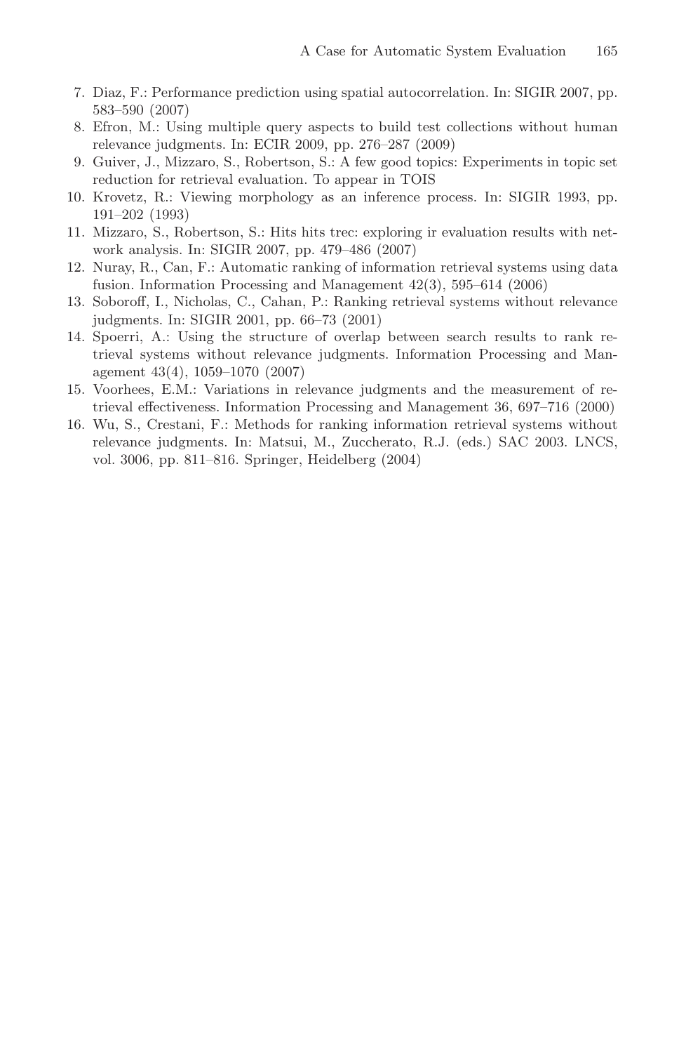7. Diaz, F.: Performance prediction using spatial autocorrelation. In: SIGIR 2007, pp. 583–590 (2007)
8. Efron, M.: Using multiple query aspects to build test collections without human relevance judgments. In: ECIR 2009, pp. 276–287 (2009)
9. Guiver, J., Mizzaro, S., Robertson, S.: A few good topics: Experiments in topic set reduction for retrieval evaluation. To appear in TOIS
10. Krovetz, R.: Viewing morphology as an inference process. In: SIGIR 1993, pp. 191–202 (1993)
11. Mizzaro, S., Robertson, S.: Hits hits trec: exploring ir evaluation results with network analysis. In: SIGIR 2007, pp. 479–486 (2007)
12. Nuray, R., Can, F.: Automatic ranking of information retrieval systems using data fusion. Information Processing and Management 42(3), 595–614 (2006)
13. Soboroff, I., Nicholas, C., Cahan, P.: Ranking retrieval systems without relevance judgments. In: SIGIR 2001, pp. 66–73 (2001)
14. Spoerri, A.: Using the structure of overlap between search results to rank retrieval systems without relevance judgments. Information Processing and Management 43(4), 1059–1070 (2007)
15. Voorhees, E.M.: Variations in relevance judgments and the measurement of retrieval effectiveness. Information Processing and Management 36, 697–716 (2000)
16. Wu, S., Crestani, F.: Methods for ranking information retrieval systems without relevance judgments. In: Matsui, M., Zuccherato, R.J. (eds.) SAC 2003. LNCS, vol. 3006, pp. 811–816. Springer, Heidelberg (2004)